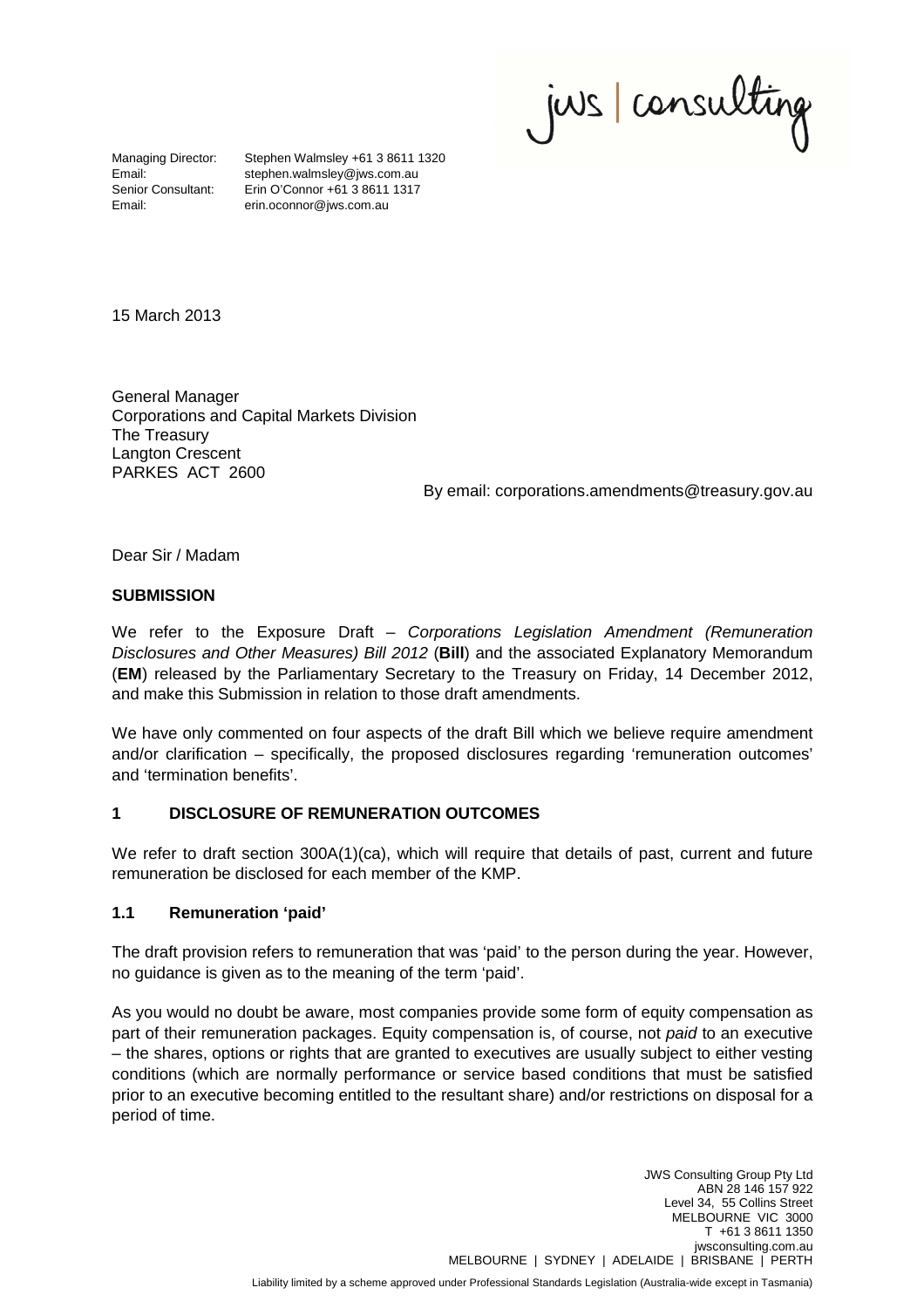jws | consulting

Managing Director: Stephen Walmsley +61 3 8611 1320
Email: stephen.walmsley@jws.com.au
Senior Consultant: Erin O'Connor +61 3 8611 1317
Email: erin.oconnor@jws.com.au

15 March 2013

General Manager
Corporations and Capital Markets Division
The Treasury
Langton Crescent
PARKES ACT 2600

By email: corporations.amendments@treasury.gov.au

Dear Sir / Madam

**SUBMISSION**

We refer to the Exposure Draft – *Corporations Legislation Amendment (Remuneration Disclosures and Other Measures) Bill 2012* (**Bill**) and the associated Explanatory Memorandum (**EM**) released by the Parliamentary Secretary to the Treasury on Friday, 14 December 2012, and make this Submission in relation to those draft amendments.

We have only commented on four aspects of the draft Bill which we believe require amendment and/or clarification – specifically, the proposed disclosures regarding 'remuneration outcomes' and 'termination benefits'.

## 1 DISCLOSURE OF REMUNERATION OUTCOMES

We refer to draft section 300A(1)(ca), which will require that details of past, current and future remuneration be disclosed for each member of the KMP.

### 1.1 Remuneration 'paid'

The draft provision refers to remuneration that was 'paid' to the person during the year. However, no guidance is given as to the meaning of the term 'paid'.

As you would no doubt be aware, most companies provide some form of equity compensation as part of their remuneration packages. Equity compensation is, of course, not *paid* to an executive – the shares, options or rights that are granted to executives are usually subject to either vesting conditions (which are normally performance or service based conditions that must be satisfied prior to an executive becoming entitled to the resultant share) and/or restrictions on disposal for a period of time.

JWS Consulting Group Pty Ltd
ABN 28 146 157 922
Level 34, 55 Collins Street
MELBOURNE VIC 3000
T +61 3 8611 1350
jwsconsulting.com.au
MELBOURNE | SYDNEY | ADELAIDE | BRISBANE | PERTH

Liability limited by a scheme approved under Professional Standards Legislation (Australia-wide except in Tasmania)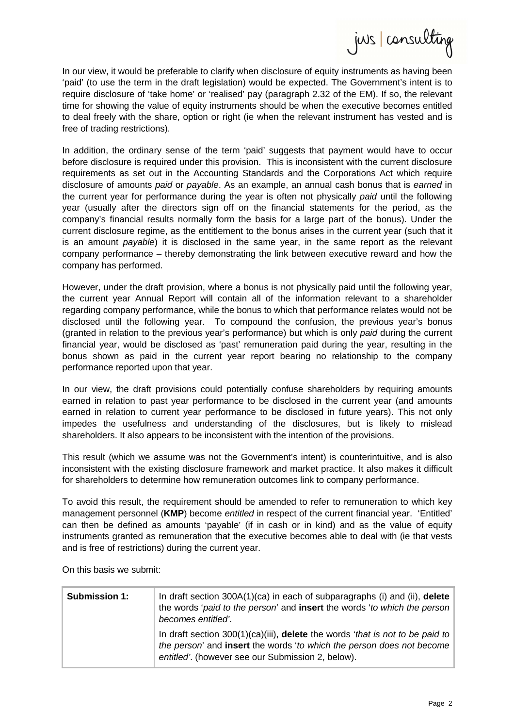In our view, it would be preferable to clarify when disclosure of equity instruments as having been 'paid' (to use the term in the draft legislation) would be expected. The Government's intent is to require disclosure of 'take home' or 'realised' pay (paragraph 2.32 of the EM). If so, the relevant time for showing the value of equity instruments should be when the executive becomes entitled to deal freely with the share, option or right (ie when the relevant instrument has vested and is free of trading restrictions).

In addition, the ordinary sense of the term 'paid' suggests that payment would have to occur before disclosure is required under this provision. This is inconsistent with the current disclosure requirements as set out in the Accounting Standards and the Corporations Act which require disclosure of amounts *paid* or *payable*. As an example, an annual cash bonus that is *earned* in the current year for performance during the year is often not physically *paid* until the following year (usually after the directors sign off on the financial statements for the period, as the company's financial results normally form the basis for a large part of the bonus). Under the current disclosure regime, as the entitlement to the bonus arises in the current year (such that it is an amount *payable*) it is disclosed in the same year, in the same report as the relevant company performance – thereby demonstrating the link between executive reward and how the company has performed.

However, under the draft provision, where a bonus is not physically paid until the following year, the current year Annual Report will contain all of the information relevant to a shareholder regarding company performance, while the bonus to which that performance relates would not be disclosed until the following year. To compound the confusion, the previous year's bonus (granted in relation to the previous year's performance) but which is only *paid* during the current financial year, would be disclosed as 'past' remuneration paid during the year, resulting in the bonus shown as paid in the current year report bearing no relationship to the company performance reported upon that year.

In our view, the draft provisions could potentially confuse shareholders by requiring amounts earned in relation to past year performance to be disclosed in the current year (and amounts earned in relation to current year performance to be disclosed in future years). This not only impedes the usefulness and understanding of the disclosures, but is likely to mislead shareholders. It also appears to be inconsistent with the intention of the provisions.

This result (which we assume was not the Government's intent) is counterintuitive, and is also inconsistent with the existing disclosure framework and market practice. It also makes it difficult for shareholders to determine how remuneration outcomes link to company performance.

To avoid this result, the requirement should be amended to refer to remuneration to which key management personnel (**KMP**) become *entitled* in respect of the current financial year. 'Entitled' can then be defined as amounts 'payable' (if in cash or in kind) and as the value of equity instruments granted as remuneration that the executive becomes able to deal with (ie that vests and is free of restrictions) during the current year.

On this basis we submit:

| | |
|---|---|
| **Submission 1:** | In draft section 300A(1)(ca) in each of subparagraphs (i) and (ii), **delete** the words '*paid to the person*' and **insert** the words '*to which the person becomes entitled*'. |
| | In draft section 300(1)(ca)(iii), **delete** the words '*that is not to be paid to the person*' and **insert** the words '*to which the person does not become entitled*'. (however see our Submission 2, below). |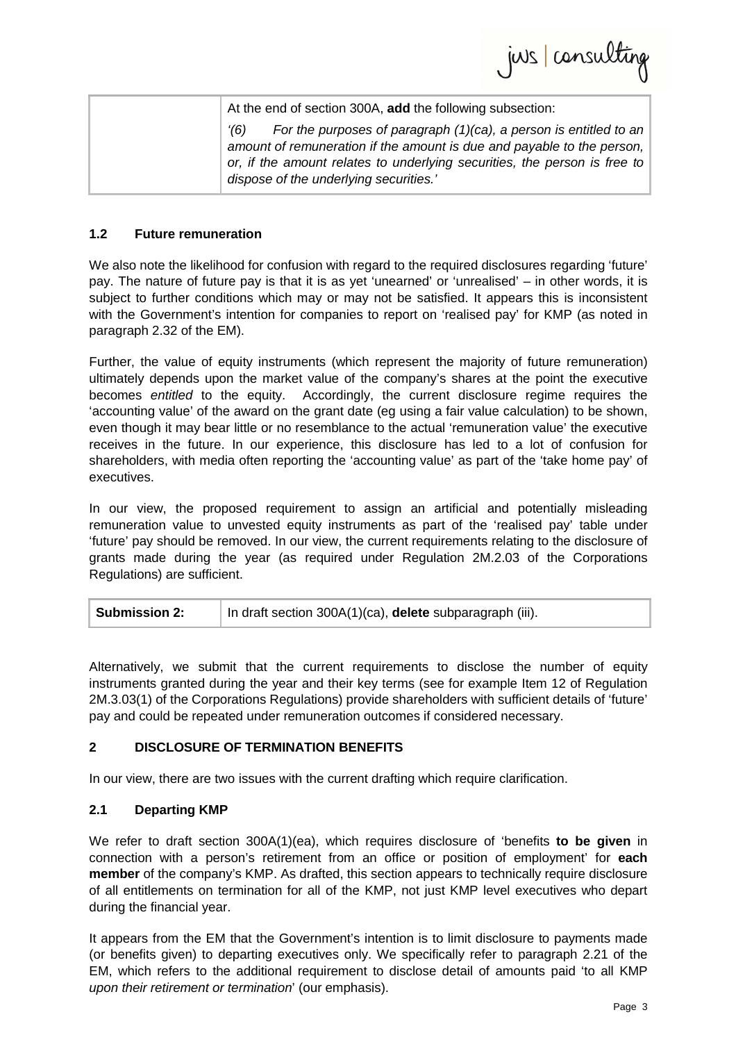| | |
|---|---|
| | At the end of section 300A, **add** the following subsection:<br><br>*'(6) For the purposes of paragraph (1)(ca), a person is entitled to an amount of remuneration if the amount is due and payable to the person, or, if the amount relates to underlying securities, the person is free to dispose of the underlying securities.'* |

### 1.2 Future remuneration

We also note the likelihood for confusion with regard to the required disclosures regarding 'future' pay. The nature of future pay is that it is as yet 'unearned' or 'unrealised' – in other words, it is subject to further conditions which may or may not be satisfied. It appears this is inconsistent with the Government's intention for companies to report on 'realised pay' for KMP (as noted in paragraph 2.32 of the EM).

Further, the value of equity instruments (which represent the majority of future remuneration) ultimately depends upon the market value of the company's shares at the point the executive becomes *entitled* to the equity. Accordingly, the current disclosure regime requires the 'accounting value' of the award on the grant date (eg using a fair value calculation) to be shown, even though it may bear little or no resemblance to the actual 'remuneration value' the executive receives in the future. In our experience, this disclosure has led to a lot of confusion for shareholders, with media often reporting the 'accounting value' as part of the 'take home pay' of executives.

In our view, the proposed requirement to assign an artificial and potentially misleading remuneration value to unvested equity instruments as part of the 'realised pay' table under 'future' pay should be removed. In our view, the current requirements relating to the disclosure of grants made during the year (as required under Regulation 2M.2.03 of the Corporations Regulations) are sufficient.

| | |
|---|---|
| **Submission 2:** | In draft section 300A(1)(ca), **delete** subparagraph (iii). |

Alternatively, we submit that the current requirements to disclose the number of equity instruments granted during the year and their key terms (see for example Item 12 of Regulation 2M.3.03(1) of the Corporations Regulations) provide shareholders with sufficient details of 'future' pay and could be repeated under remuneration outcomes if considered necessary.

## 2 DISCLOSURE OF TERMINATION BENEFITS

In our view, there are two issues with the current drafting which require clarification.

### 2.1 Departing KMP

We refer to draft section 300A(1)(ea), which requires disclosure of 'benefits **to be given** in connection with a person's retirement from an office or position of employment' for **each member** of the company's KMP. As drafted, this section appears to technically require disclosure of all entitlements on termination for all of the KMP, not just KMP level executives who depart during the financial year.

It appears from the EM that the Government's intention is to limit disclosure to payments made (or benefits given) to departing executives only. We specifically refer to paragraph 2.21 of the EM, which refers to the additional requirement to disclose detail of amounts paid 'to all KMP *upon their retirement or termination*' (our emphasis).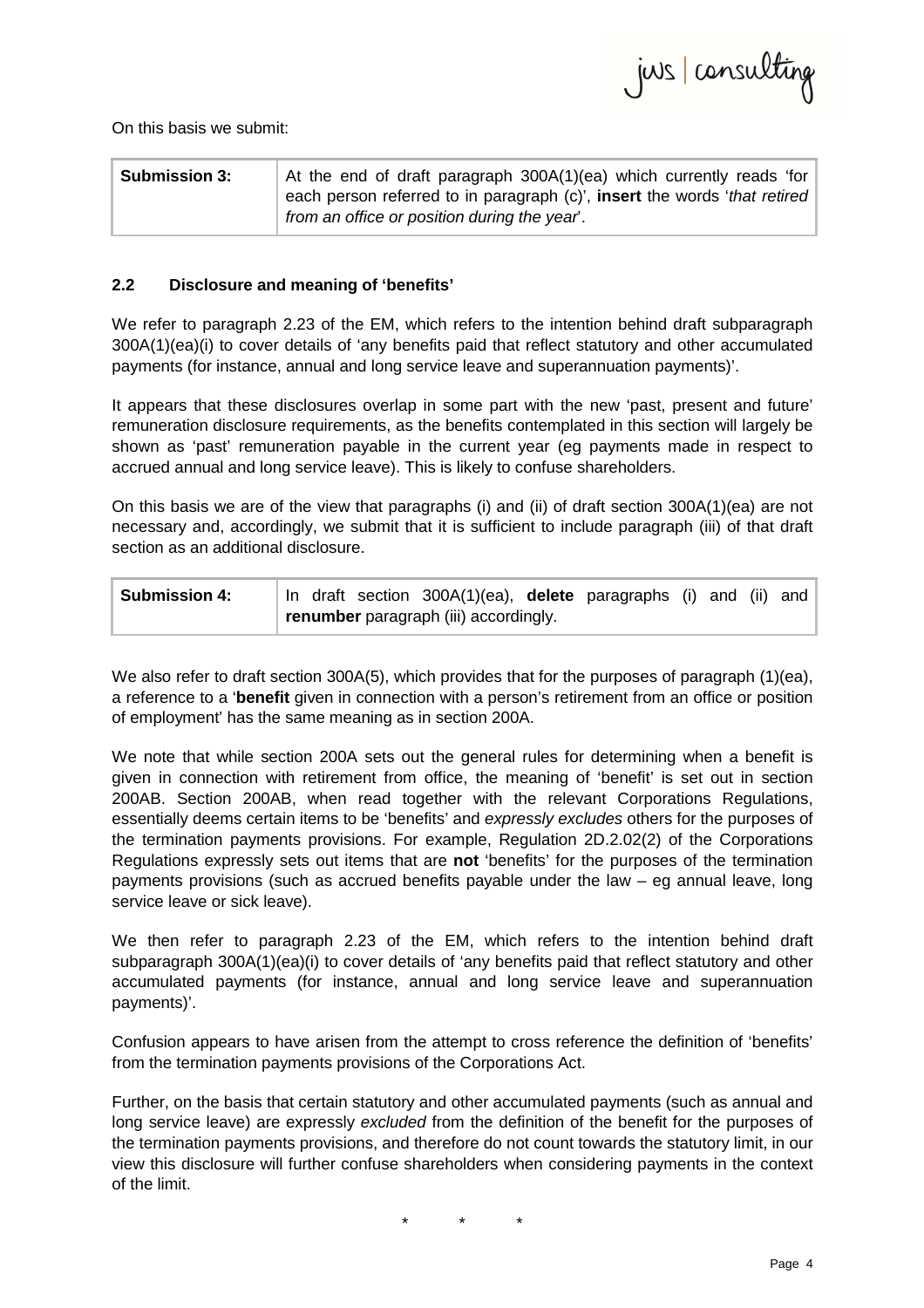On this basis we submit:

| | |
|---|---|
| **Submission 3:** | At the end of draft paragraph 300A(1)(ea) which currently reads 'for each person referred to in paragraph (c)', **insert** the words '*that retired from an office or position during the year*'. |

### 2.2 Disclosure and meaning of 'benefits'

We refer to paragraph 2.23 of the EM, which refers to the intention behind draft subparagraph 300A(1)(ea)(i) to cover details of 'any benefits paid that reflect statutory and other accumulated payments (for instance, annual and long service leave and superannuation payments)'.

It appears that these disclosures overlap in some part with the new 'past, present and future' remuneration disclosure requirements, as the benefits contemplated in this section will largely be shown as 'past' remuneration payable in the current year (eg payments made in respect to accrued annual and long service leave). This is likely to confuse shareholders.

On this basis we are of the view that paragraphs (i) and (ii) of draft section 300A(1)(ea) are not necessary and, accordingly, we submit that it is sufficient to include paragraph (iii) of that draft section as an additional disclosure.

| | |
|---|---|
| **Submission 4:** | In draft section 300A(1)(ea), **delete** paragraphs (i) and (ii) and **renumber** paragraph (iii) accordingly. |

We also refer to draft section 300A(5), which provides that for the purposes of paragraph (1)(ea), a reference to a '**benefit** given in connection with a person's retirement from an office or position of employment' has the same meaning as in section 200A.

We note that while section 200A sets out the general rules for determining when a benefit is given in connection with retirement from office, the meaning of 'benefit' is set out in section 200AB. Section 200AB, when read together with the relevant Corporations Regulations, essentially deems certain items to be 'benefits' and *expressly excludes* others for the purposes of the termination payments provisions. For example, Regulation 2D.2.02(2) of the Corporations Regulations expressly sets out items that are **not** 'benefits' for the purposes of the termination payments provisions (such as accrued benefits payable under the law – eg annual leave, long service leave or sick leave).

We then refer to paragraph 2.23 of the EM, which refers to the intention behind draft subparagraph 300A(1)(ea)(i) to cover details of 'any benefits paid that reflect statutory and other accumulated payments (for instance, annual and long service leave and superannuation payments)'.

Confusion appears to have arisen from the attempt to cross reference the definition of 'benefits' from the termination payments provisions of the Corporations Act.

Further, on the basis that certain statutory and other accumulated payments (such as annual and long service leave) are expressly *excluded* from the definition of the benefit for the purposes of the termination payments provisions, and therefore do not count towards the statutory limit, in our view this disclosure will further confuse shareholders when considering payments in the context of the limit.

\* \* \*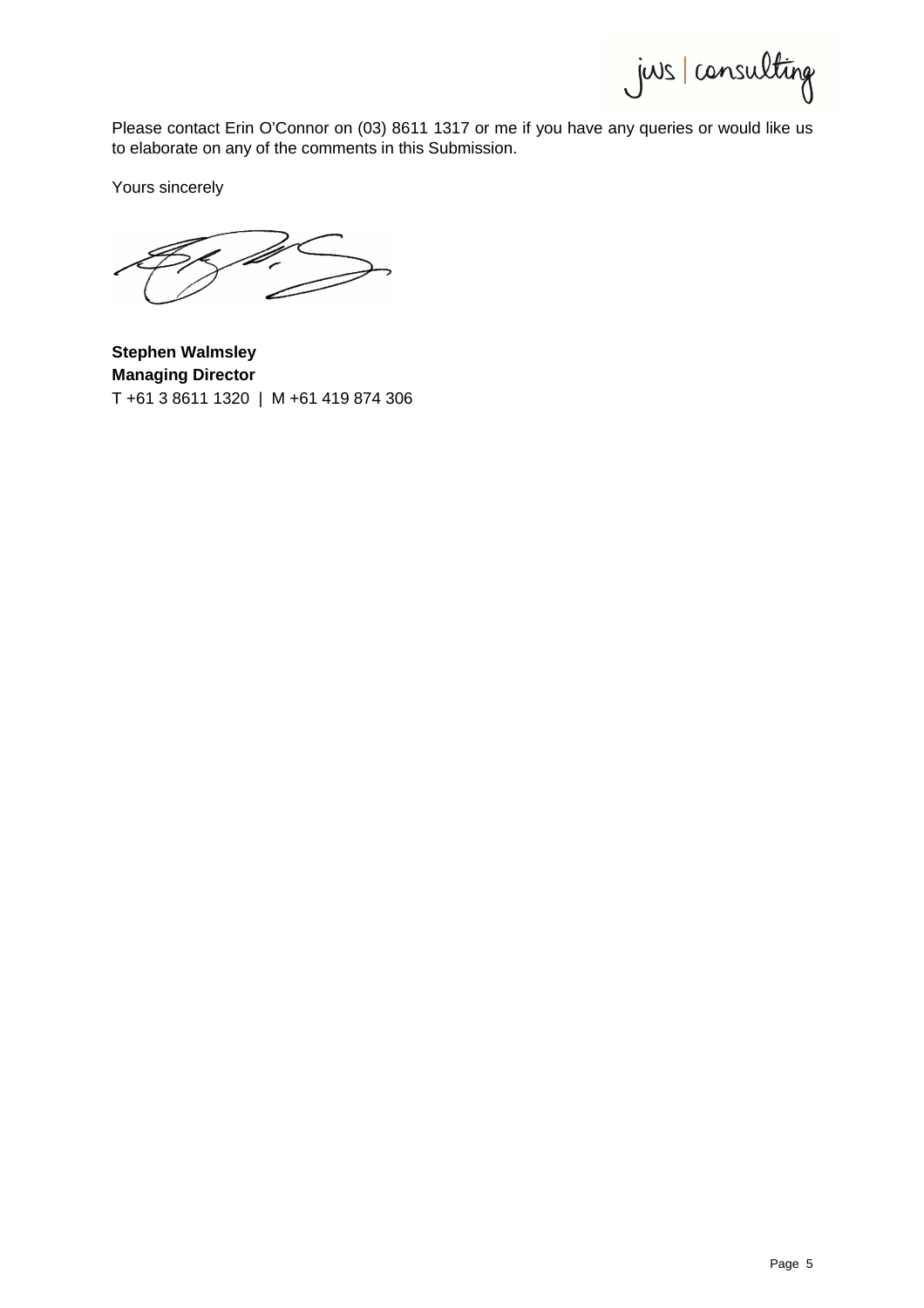Please contact Erin O'Connor on (03) 8611 1317 or me if you have any queries or would like us to elaborate on any of the comments in this Submission.

Yours sincerely

**Stephen Walmsley**
**Managing Director**
T +61 3 8611 1320 | M +61 419 874 306